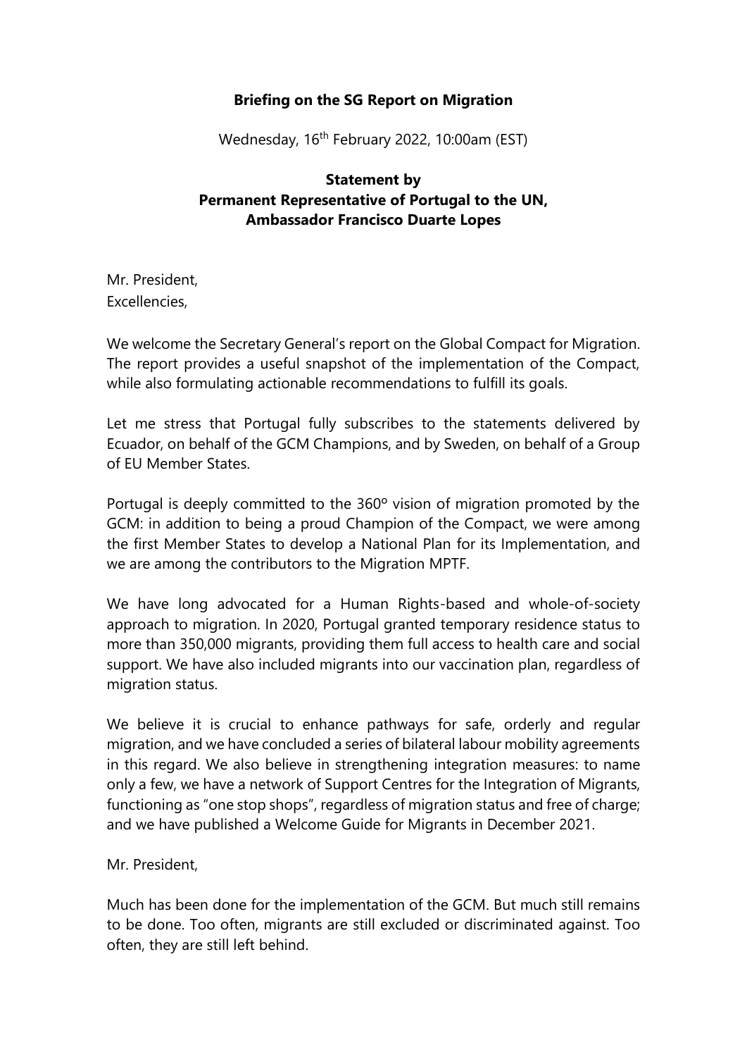**Briefing on the SG Report on Migration**

Wednesday, 16th February 2022, 10:00am (EST)

**Statement by**
**Permanent Representative of Portugal to the UN,**
**Ambassador Francisco Duarte Lopes**

Mr. President,
Excellencies,

We welcome the Secretary General's report on the Global Compact for Migration. The report provides a useful snapshot of the implementation of the Compact, while also formulating actionable recommendations to fulfill its goals.

Let me stress that Portugal fully subscribes to the statements delivered by Ecuador, on behalf of the GCM Champions, and by Sweden, on behalf of a Group of EU Member States.

Portugal is deeply committed to the 360º vision of migration promoted by the GCM: in addition to being a proud Champion of the Compact, we were among the first Member States to develop a National Plan for its Implementation, and we are among the contributors to the Migration MPTF.

We have long advocated for a Human Rights-based and whole-of-society approach to migration. In 2020, Portugal granted temporary residence status to more than 350,000 migrants, providing them full access to health care and social support. We have also included migrants into our vaccination plan, regardless of migration status.

We believe it is crucial to enhance pathways for safe, orderly and regular migration, and we have concluded a series of bilateral labour mobility agreements in this regard. We also believe in strengthening integration measures: to name only a few, we have a network of Support Centres for the Integration of Migrants, functioning as "one stop shops", regardless of migration status and free of charge; and we have published a Welcome Guide for Migrants in December 2021.

Mr. President,

Much has been done for the implementation of the GCM. But much still remains to be done. Too often, migrants are still excluded or discriminated against. Too often, they are still left behind.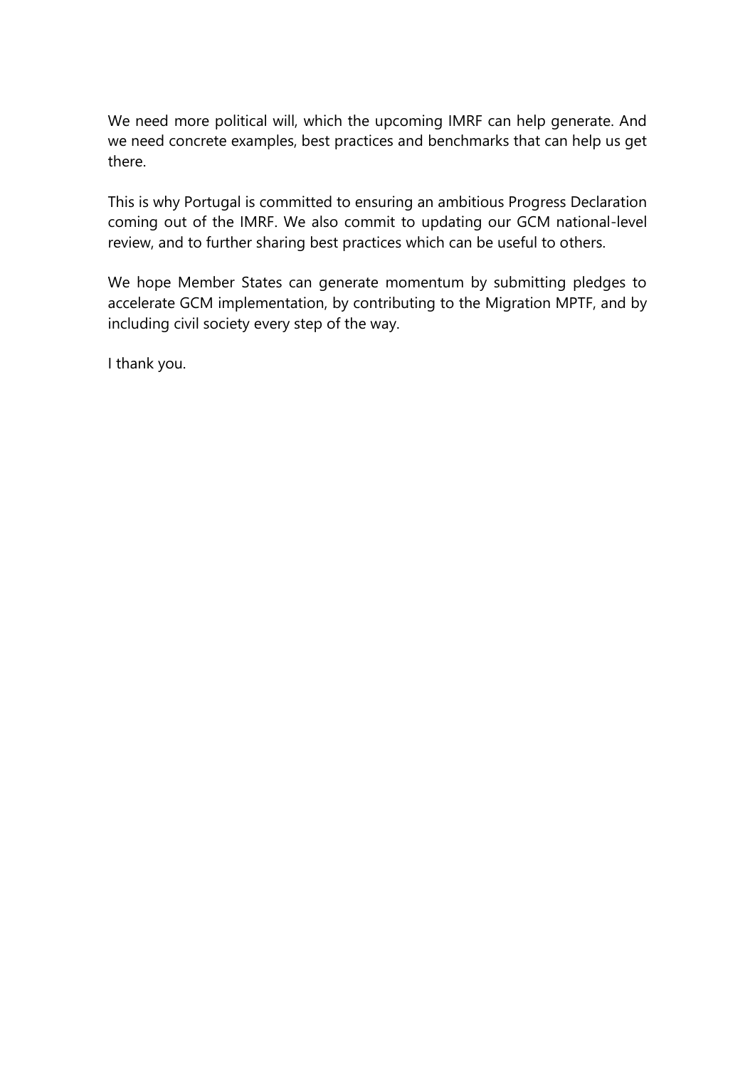We need more political will, which the upcoming IMRF can help generate. And we need concrete examples, best practices and benchmarks that can help us get there.

This is why Portugal is committed to ensuring an ambitious Progress Declaration coming out of the IMRF. We also commit to updating our GCM national-level review, and to further sharing best practices which can be useful to others.

We hope Member States can generate momentum by submitting pledges to accelerate GCM implementation, by contributing to the Migration MPTF, and by including civil society every step of the way.

I thank you.